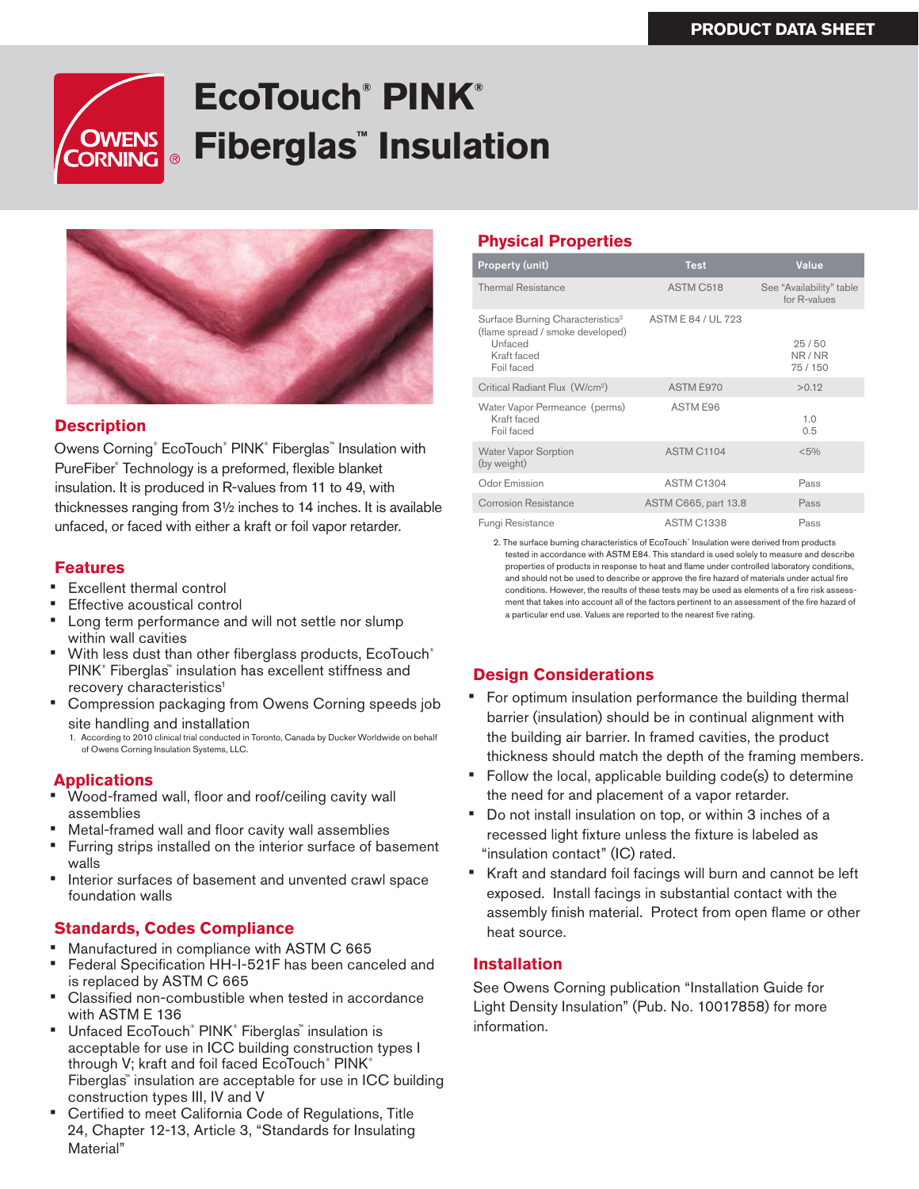PRODUCT DATA SHEET

# EcoTouch® PINK® Fiberglas™ Insulation

## Description

Owens Corning® EcoTouch® PINK® Fiberglas™ Insulation with PureFiber® Technology is a preformed, flexible blanket insulation. It is produced in R-values from 11 to 49, with thicknesses ranging from 3½ inches to 14 inches. It is available unfaced, or faced with either a kraft or foil vapor retarder.

## Features

- Excellent thermal control
- Effective acoustical control
- Long term performance and will not settle nor slump within wall cavities
- With less dust than other fiberglass products, EcoTouch® PINK® Fiberglas™ insulation has excellent stiffness and recovery characteristics[1]
- Compression packaging from Owens Corning speeds job site handling and installation

1. According to 2010 clinical trial conducted in Toronto, Canada by Ducker Worldwide on behalf of Owens Corning Insulation Systems, LLC.

## Applications

- Wood-framed wall, floor and roof/ceiling cavity wall assemblies
- Metal-framed wall and floor cavity wall assemblies
- Furring strips installed on the interior surface of basement walls
- Interior surfaces of basement and unvented crawl space foundation walls

## Standards, Codes Compliance

- Manufactured in compliance with ASTM C 665
- Federal Specification HH-I-521F has been canceled and is replaced by ASTM C 665
- Classified non-combustible when tested in accordance with ASTM E 136
- Unfaced EcoTouch® PINK® Fiberglas™ insulation is acceptable for use in ICC building construction types I through V; kraft and foil faced EcoTouch® PINK® Fiberglas™ insulation are acceptable for use in ICC building construction types III, IV and V
- Certified to meet California Code of Regulations, Title 24, Chapter 12-13, Article 3, "Standards for Insulating Material"

## Physical Properties

| Property (unit) | Test | Value |
|---|---|---|
| Thermal Resistance | ASTM C518 | See "Availability" table for R-values |
| Surface Burning Characteristics[2] (flame spread / smoke developed) | ASTM E 84 / UL 723 | |
| Unfaced | | 25 / 50 |
| Kraft faced | | NR / NR |
| Foil faced | | 75 / 150 |
| Critical Radiant Flux (W/cm²) | ASTM E970 | >0.12 |
| Water Vapor Permeance (perms) | ASTM E96 | |
| Kraft faced | | 1.0 |
| Foil faced | | 0.5 |
| Water Vapor Sorption (by weight) | ASTM C1104 | <5% |
| Odor Emission | ASTM C1304 | Pass |
| Corrosion Resistance | ASTM C665, part 13.8 | Pass |
| Fungi Resistance | ASTM C1338 | Pass |

2. The surface burning characteristics of EcoTouch® Insulation were derived from products tested in accordance with ASTM E84. This standard is used solely to measure and describe properties of products in response to heat and flame under controlled laboratory conditions, and should not be used to describe or approve the fire hazard of materials under actual fire conditions. However, the results of these tests may be used as elements of a fire risk assessment that takes into account all of the factors pertinent to an assessment of the fire hazard of a particular end use. Values are reported to the nearest five rating.

## Design Considerations

- For optimum insulation performance the building thermal barrier (insulation) should be in continual alignment with the building air barrier. In framed cavities, the product thickness should match the depth of the framing members.
- Follow the local, applicable building code(s) to determine the need for and placement of a vapor retarder.
- Do not install insulation on top, or within 3 inches of a recessed light fixture unless the fixture is labeled as "insulation contact" (IC) rated.
- Kraft and standard foil facings will burn and cannot be left exposed. Install facings in substantial contact with the assembly finish material. Protect from open flame or other heat source.

## Installation

See Owens Corning publication "Installation Guide for Light Density Insulation" (Pub. No. 10017858) for more information.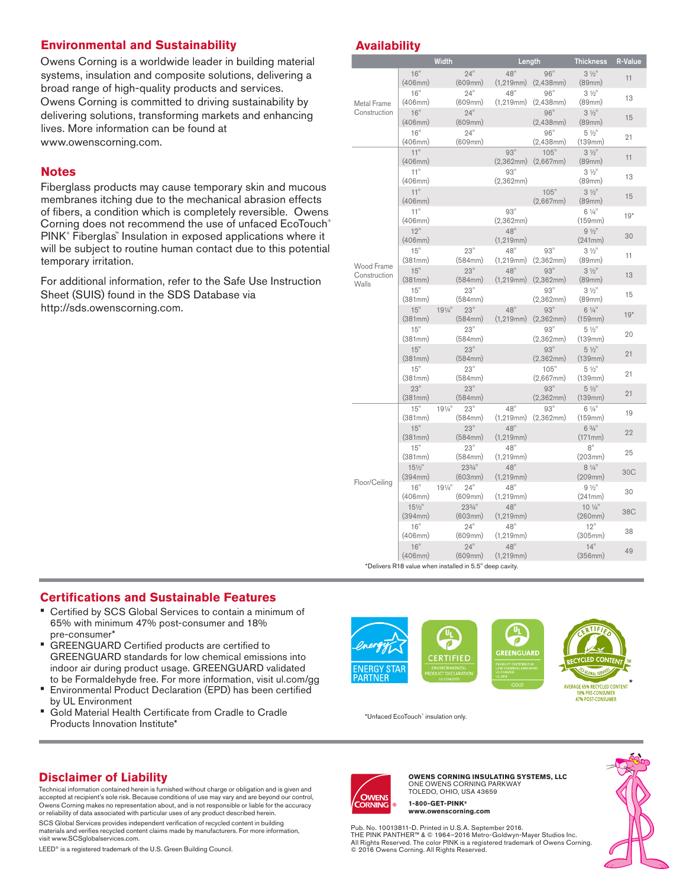## Environmental and Sustainability

Owens Corning is a worldwide leader in building material systems, insulation and composite solutions, delivering a broad range of high-quality products and services. Owens Corning is committed to driving sustainability by delivering solutions, transforming markets and enhancing lives. More information can be found at www.owenscorning.com.

## Notes

Fiberglass products may cause temporary skin and mucous membranes itching due to the mechanical abrasion effects of fibers, a condition which is completely reversible. Owens Corning does not recommend the use of unfaced EcoTouch® PINK® Fiberglas™ Insulation in exposed applications where it will be subject to routine human contact due to this potential temporary irritation.

For additional information, refer to the Safe Use Instruction Sheet (SUIS) found in the SDS Database via http://sds.owenscorning.com.

## Availability

| | Width | | | Length | | Thickness | R-Value |
|---|---|---|---|---|---|---|---|
| Metal Frame Construction | 16" (406mm) | | 24" (609mm) | 48" (1,219mm) | 96" (2,438mm) | 3 ½" (89mm) | 11 |
| | 16" (406mm) | | 24" (609mm) | 48" (1,219mm) | 96" (2,438mm) | 3 ½" (89mm) | 13 |
| | 16" (406mm) | | 24" (609mm) | | 96" (2,438mm) | 3 ½" (89mm) | 15 |
| | 16" (406mm) | | 24" (609mm) | | 96" (2,438mm) | 5 ½" (139mm) | 21 |
| Wood Frame Construction Walls | 11" (406mm) | | | 93" (2,362mm) | 105" (2,667mm) | 3 ½" (89mm) | 11 |
| | 11" (406mm) | | | 93" (2,362mm) | | 3 ½" (89mm) | 13 |
| | 11" (406mm) | | | | 105" (2,667mm) | 3 ½" (89mm) | 15 |
| | 11" (406mm) | | | 93" (2,362mm) | | 6 ¼" (159mm) | 19* |
| | 12" (406mm) | | | 48" (1,219mm) | | 9 ½" (241mm) | 30 |
| | 15" (381mm) | | 23" (584mm) | 48" (1,219mm) | 93" (2,362mm) | 3 ½" (89mm) | 11 |
| | 15" (381mm) | | 23" (584mm) | 48" (1,219mm) | 93" (2,362mm) | 3 ½" (89mm) | 13 |
| | 15" (381mm) | | 23" (584mm) | | 93" (2,362mm) | 3 ½" (89mm) | 15 |
| | 15" (381mm) | 19¼" | 23" (584mm) | 48" (1,219mm) | 93" (2,362mm) | 6 ¼" (159mm) | 19* |
| | 15" (381mm) | | 23" (584mm) | | 93" (2,362mm) | 5 ½" (139mm) | 20 |
| | 15" (381mm) | | 23" (584mm) | | 93" (2,362mm) | 5 ½" (139mm) | 21 |
| | 15" (381mm) | | 23" (584mm) | | 105" (2,667mm) | 5 ½" (139mm) | 21 |
| | 23" (381mm) | | 23" (584mm) | | 93" (2,362mm) | 5 ½" (139mm) | 21 |
| Floor/Ceiling | 15" (381mm) | 19¼" | 23" (584mm) | 48" (1,219mm) | 93" (2,362mm) | 6 ¼" (159mm) | 19 |
| | 15" (381mm) | | 23" (584mm) | 48" (1,219mm) | | 6 ¾" (171mm) | 22 |
| | 15" (381mm) | | 23" (584mm) | 48" (1,219mm) | | 8" (203mm) | 25 |
| | 15½" (394mm) | | 23¾" (603mm) | 48" (1,219mm) | | 8 ¼" (209mm) | 30C |
| | 16" (406mm) | 19¼" | 24" (609mm) | 48" (1,219mm) | | 9 ½" (241mm) | 30 |
| | 15½" (394mm) | | 23¾" (603mm) | 48" (1,219mm) | | 10 ¼" (260mm) | 38C |
| | 16" (406mm) | | 24" (609mm) | 48" (1,219mm) | | 12" (305mm) | 38 |
| | 16" (406mm) | | 24" (609mm) | 48" (1,219mm) | | 14" (356mm) | 49 |

*Delivers R18 value when installed in 5.5" deep cavity.

## Certifications and Sustainable Features

- Certified by SCS Global Services to contain a minimum of 65% with minimum 47% post-consumer and 18% pre-consumer*
- GREENGUARD Certified products are certified to GREENGUARD standards for low chemical emissions into indoor air during product usage. GREENGUARD validated to be Formaldehyde free. For more information, visit ul.com/gg
- Environmental Product Declaration (EPD) has been certified by UL Environment
- Gold Material Health Certificate from Cradle to Cradle Products Innovation Institute*

*Unfaced EcoTouch® insulation only.

## Disclaimer of Liability

Technical information contained herein is furnished without charge or obligation and is given and accepted at recipient's sole risk. Because conditions of use may vary and are beyond our control, Owens Corning makes no representation about, and is not responsible or liable for the accuracy or reliability of data associated with particular uses of any product described herein.

SCS Global Services provides independent verification of recycled content in building materials and verifies recycled content claims made by manufacturers. For more information, visit www.SCSglobalservices.com.

LEED® is a registered trademark of the U.S. Green Building Council.

**OWENS CORNING INSULATING SYSTEMS, LLC**
ONE OWENS CORNING PARKWAY
TOLEDO, OHIO, USA 43659

**1-800-GET-PINK®**
**www.owenscorning.com**

Pub. No. 10013811-D. Printed in U.S.A. September 2016.
THE PINK PANTHER™ & © 1964–2016 Metro-Goldwyn-Mayer Studios Inc.
All Rights Reserved. The color PINK is a registered trademark of Owens Corning.
© 2016 Owens Corning. All Rights Reserved.